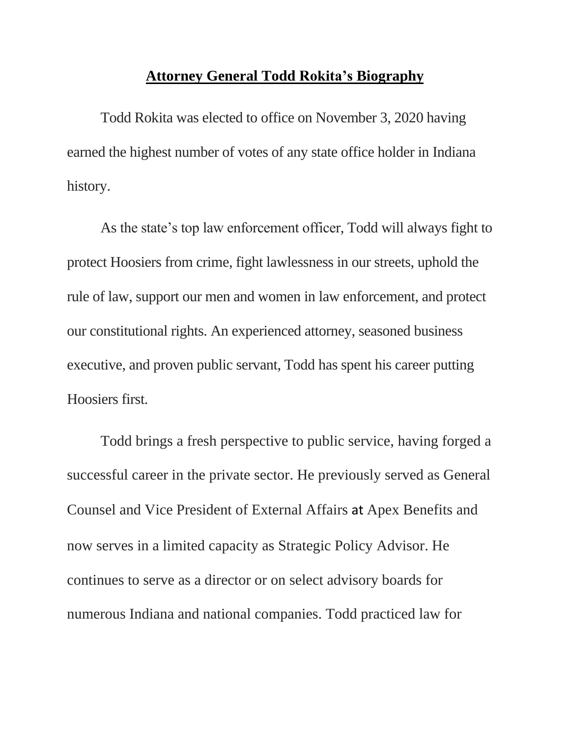# **Attorney General Todd Rokita's Biography**

Todd Rokita was elected to office on November 3, 2020 having earned the highest number of votes of any state office holder in Indiana history.

As the state's top law enforcement officer, Todd will always fight to protect Hoosiers from crime, fight lawlessness in our streets, uphold the rule of law, support our men and women in law enforcement, and protect our constitutional rights. An experienced attorney, seasoned business executive, and proven public servant, Todd has spent his career putting Hoosiers first.

Todd brings a fresh perspective to public service, having forged a successful career in the private sector. He previously served as General Counsel and Vice President of External Affairs at Apex Benefits and now serves in a limited capacity as Strategic Policy Advisor. He continues to serve as a director or on select advisory boards for numerous Indiana and national companies. Todd practiced law for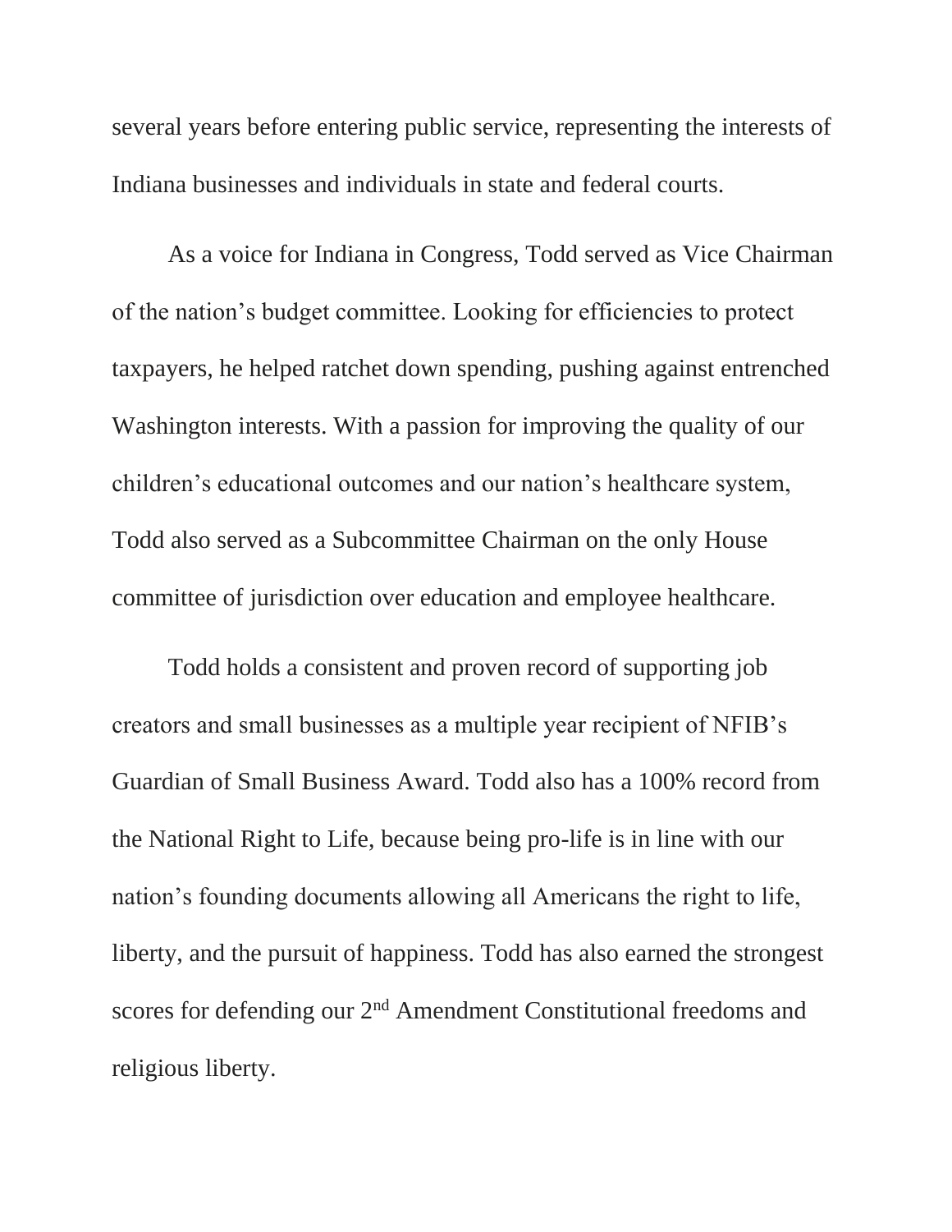several years before entering public service, representing the interests of Indiana businesses and individuals in state and federal courts.

As a voice for Indiana in Congress, Todd served as Vice Chairman of the nation's budget committee. Looking for efficiencies to protect taxpayers, he helped ratchet down spending, pushing against entrenched Washington interests. With a passion for improving the quality of our children's educational outcomes and our nation's healthcare system, Todd also served as a Subcommittee Chairman on the only House committee of jurisdiction over education and employee healthcare.

Todd holds a consistent and proven record of supporting job creators and small businesses as a multiple year recipient of NFIB's Guardian of Small Business Award. Todd also has a 100% record from the National Right to Life, because being pro-life is in line with our nation's founding documents allowing all Americans the right to life, liberty, and the pursuit of happiness. Todd has also earned the strongest scores for defending our 2nd Amendment Constitutional freedoms and religious liberty.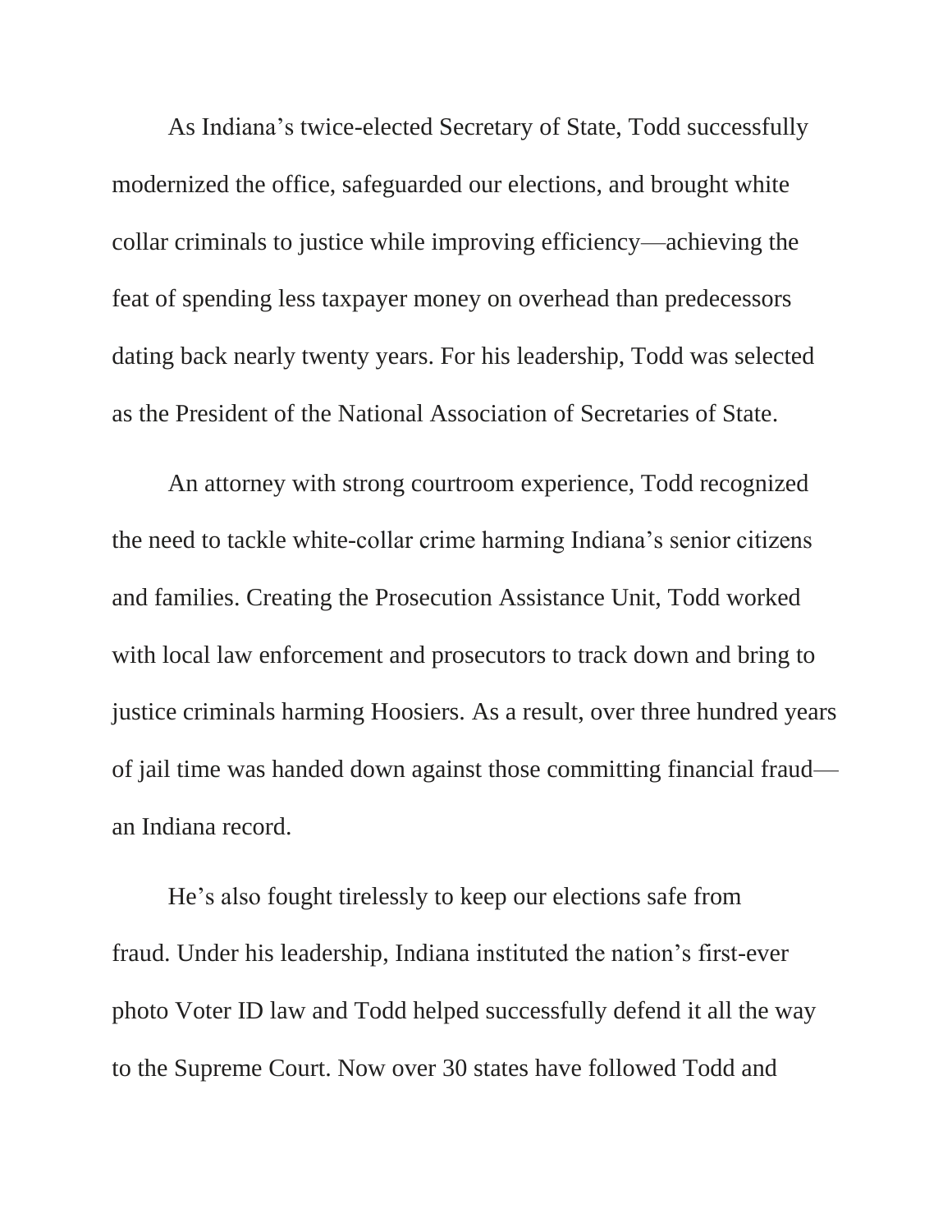As Indiana's twice-elected Secretary of State, Todd successfully modernized the office, safeguarded our elections, and brought white collar criminals to justice while improving efficiency—achieving the feat of spending less taxpayer money on overhead than predecessors dating back nearly twenty years. For his leadership, Todd was selected as the President of the National Association of Secretaries of State.

An attorney with strong courtroom experience, Todd recognized the need to tackle white-collar crime harming Indiana's senior citizens and families. Creating the Prosecution Assistance Unit, Todd worked with local law enforcement and prosecutors to track down and bring to justice criminals harming Hoosiers. As a result, over three hundred years of jail time was handed down against those committing financial fraud—an Indiana record.

He's also fought tirelessly to keep our elections safe from fraud. Under his leadership, Indiana instituted the nation's first-ever photo Voter ID law and Todd helped successfully defend it all the way to the Supreme Court. Now over 30 states have followed Todd and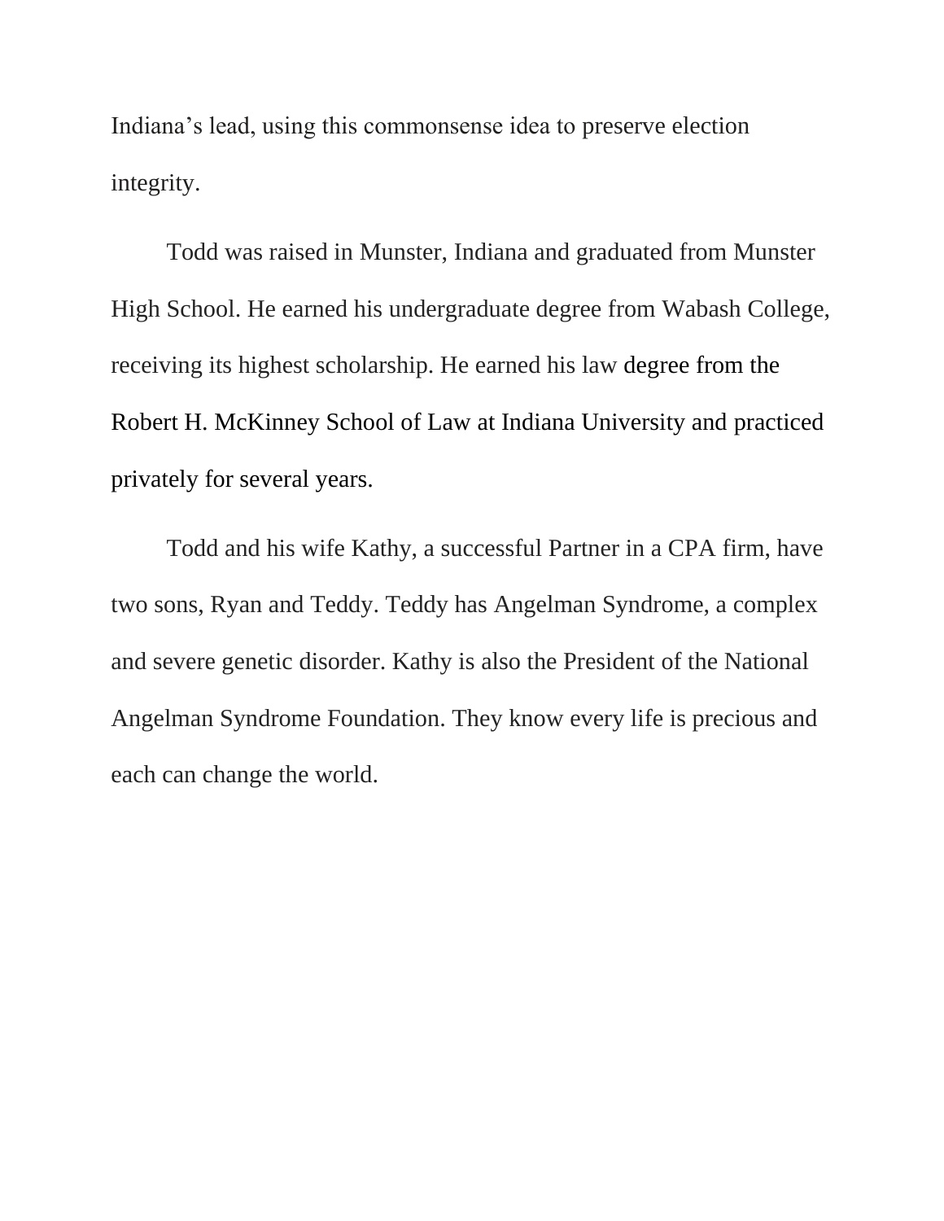Indiana's lead, using this commonsense idea to preserve election integrity.

Todd was raised in Munster, Indiana and graduated from Munster High School. He earned his undergraduate degree from Wabash College, receiving its highest scholarship. He earned his law degree from the Robert H. McKinney School of Law at Indiana University and practiced privately for several years.

Todd and his wife Kathy, a successful Partner in a CPA firm, have two sons, Ryan and Teddy. Teddy has Angelman Syndrome, a complex and severe genetic disorder. Kathy is also the President of the National Angelman Syndrome Foundation. They know every life is precious and each can change the world.